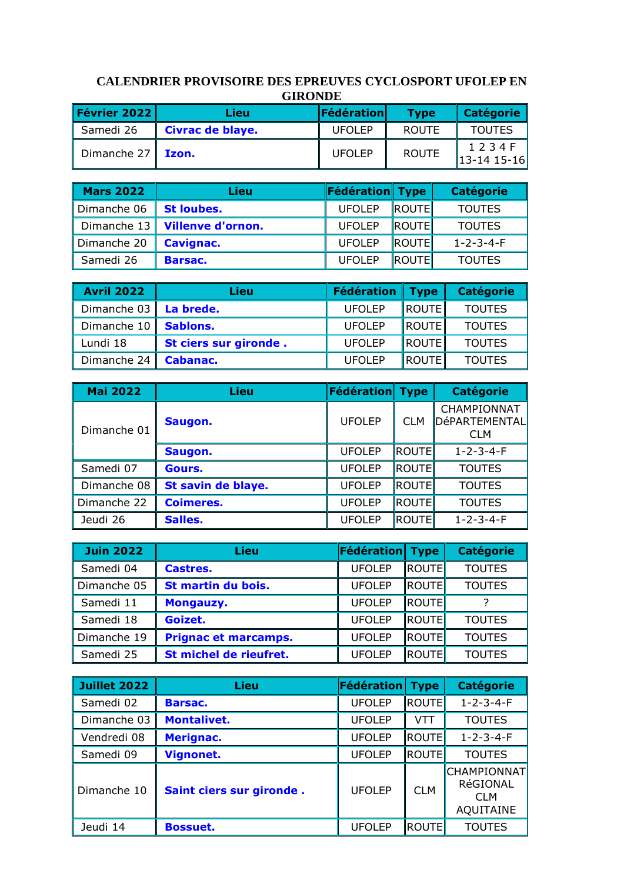# CALENDRIER PROVISOIRE DES EPREUVES CYCLOSPORT UFOLEP EN GIRONDE

| Février 2022 | Lieu | Fédération | Type | Catégorie |
|---|---|---|---|---|
| Samedi 26 | **Civrac de blaye.** | UFOLEP | ROUTE | TOUTES |
| Dimanche 27 | **Izon.** | UFOLEP | ROUTE | 1 2 3 4 F 13-14 15-16 |

| Mars 2022 | Lieu | Fédération | Type | Catégorie |
|---|---|---|---|---|
| Dimanche 06 | **St loubes.** | UFOLEP | ROUTE | TOUTES |
| Dimanche 13 | **Villenve d'ornon.** | UFOLEP | ROUTE | TOUTES |
| Dimanche 20 | **Cavignac.** | UFOLEP | ROUTE | 1-2-3-4-F |
| Samedi 26 | **Barsac.** | UFOLEP | ROUTE | TOUTES |

| Avril 2022 | Lieu | Fédération | Type | Catégorie |
|---|---|---|---|---|
| Dimanche 03 | **La brede.** | UFOLEP | ROUTE | TOUTES |
| Dimanche 10 | **Sablons.** | UFOLEP | ROUTE | TOUTES |
| Lundi 18 | **St ciers sur gironde .** | UFOLEP | ROUTE | TOUTES |
| Dimanche 24 | **Cabanac.** | UFOLEP | ROUTE | TOUTES |

| Mai 2022 | Lieu | Fédération | Type | Catégorie |
|---|---|---|---|---|
| Dimanche 01 | **Saugon.** | UFOLEP | CLM | CHAMPIONNAT DéPARTEMENTAL CLM |
| | **Saugon.** | UFOLEP | ROUTE | 1-2-3-4-F |
| Samedi 07 | **Gours.** | UFOLEP | ROUTE | TOUTES |
| Dimanche 08 | **St savin de blaye.** | UFOLEP | ROUTE | TOUTES |
| Dimanche 22 | **Coimeres.** | UFOLEP | ROUTE | TOUTES |
| Jeudi 26 | **Salles.** | UFOLEP | ROUTE | 1-2-3-4-F |

| Juin 2022 | Lieu | Fédération | Type | Catégorie |
|---|---|---|---|---|
| Samedi 04 | **Castres.** | UFOLEP | ROUTE | TOUTES |
| Dimanche 05 | **St martin du bois.** | UFOLEP | ROUTE | TOUTES |
| Samedi 11 | **Mongauzy.** | UFOLEP | ROUTE | ? |
| Samedi 18 | **Goizet.** | UFOLEP | ROUTE | TOUTES |
| Dimanche 19 | **Prignac et marcamps.** | UFOLEP | ROUTE | TOUTES |
| Samedi 25 | **St michel de rieufret.** | UFOLEP | ROUTE | TOUTES |

| Juillet 2022 | Lieu | Fédération | Type | Catégorie |
|---|---|---|---|---|
| Samedi 02 | **Barsac.** | UFOLEP | ROUTE | 1-2-3-4-F |
| Dimanche 03 | **Montalivet.** | UFOLEP | VTT | TOUTES |
| Vendredi 08 | **Merignac.** | UFOLEP | ROUTE | 1-2-3-4-F |
| Samedi 09 | **Vignonet.** | UFOLEP | ROUTE | TOUTES |
| Dimanche 10 | **Saint ciers sur gironde .** | UFOLEP | CLM | CHAMPIONNAT RéGIONAL CLM AQUITAINE |
| Jeudi 14 | **Bossuet.** | UFOLEP | ROUTE | TOUTES |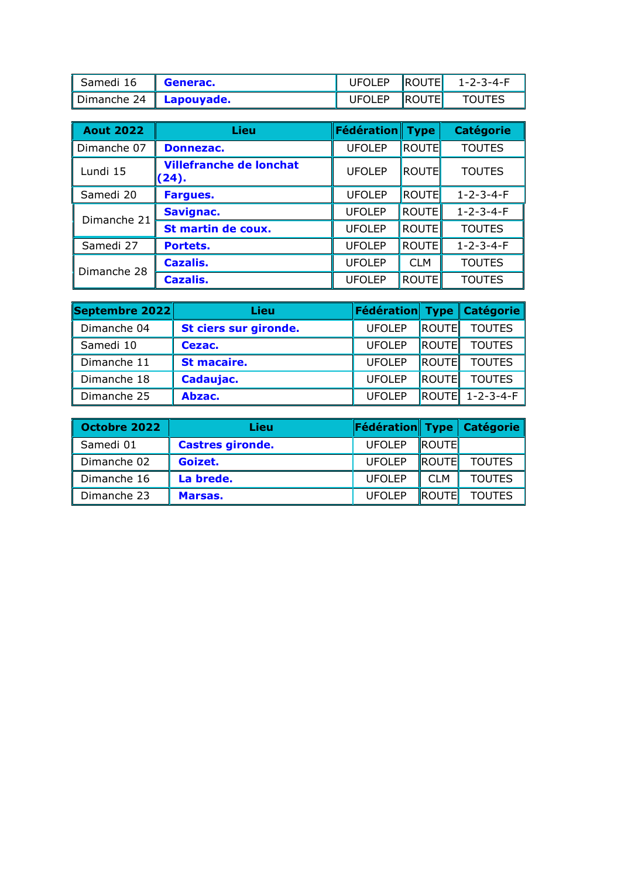| | | | | |
|---|---|---|---|---|
| Samedi 16 | **Generac.** | UFOLEP | ROUTE | 1-2-3-4-F |
| Dimanche 24 | **Lapouyade.** | UFOLEP | ROUTE | TOUTES |

| Aout 2022 | Lieu | Fédération | Type | Catégorie |
|---|---|---|---|---|
| Dimanche 07 | **Donnezac.** | UFOLEP | ROUTE | TOUTES |
| Lundi 15 | **Villefranche de lonchat (24).** | UFOLEP | ROUTE | TOUTES |
| Samedi 20 | **Fargues.** | UFOLEP | ROUTE | 1-2-3-4-F |
| Dimanche 21 | **Savignac.** | UFOLEP | ROUTE | 1-2-3-4-F |
| | **St martin de coux.** | UFOLEP | ROUTE | TOUTES |
| Samedi 27 | **Portets.** | UFOLEP | ROUTE | 1-2-3-4-F |
| Dimanche 28 | **Cazalis.** | UFOLEP | CLM | TOUTES |
| | **Cazalis.** | UFOLEP | ROUTE | TOUTES |

| Septembre 2022 | Lieu | Fédération | Type | Catégorie |
|---|---|---|---|---|
| Dimanche 04 | **St ciers sur gironde.** | UFOLEP | ROUTE | TOUTES |
| Samedi 10 | **Cezac.** | UFOLEP | ROUTE | TOUTES |
| Dimanche 11 | **St macaire.** | UFOLEP | ROUTE | TOUTES |
| Dimanche 18 | **Cadaujac.** | UFOLEP | ROUTE | TOUTES |
| Dimanche 25 | **Abzac.** | UFOLEP | ROUTE | 1-2-3-4-F |

| Octobre 2022 | Lieu | Fédération | Type | Catégorie |
|---|---|---|---|---|
| Samedi 01 | **Castres gironde.** | UFOLEP | ROUTE | |
| Dimanche 02 | **Goizet.** | UFOLEP | ROUTE | TOUTES |
| Dimanche 16 | **La brede.** | UFOLEP | CLM | TOUTES |
| Dimanche 23 | **Marsas.** | UFOLEP | ROUTE | TOUTES |